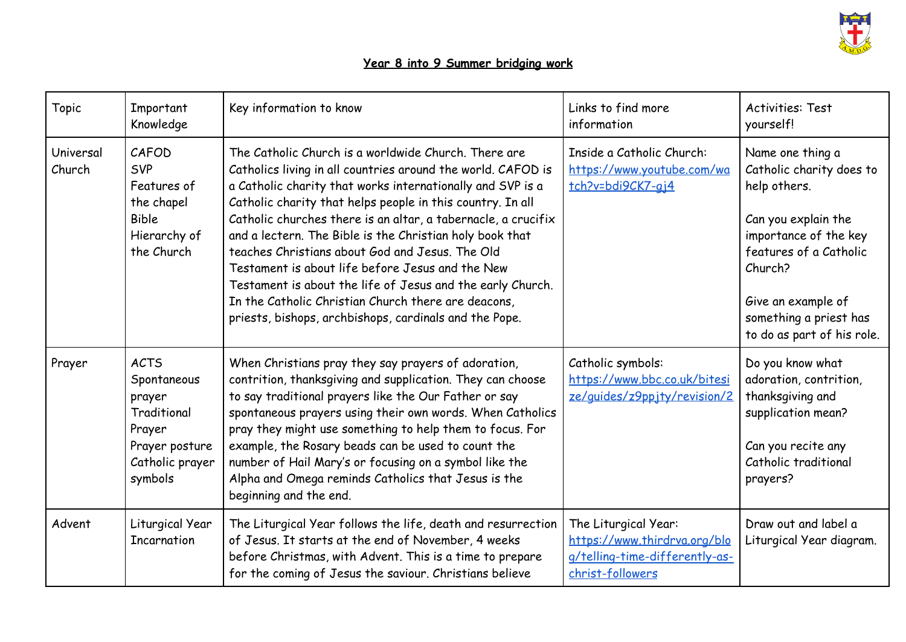## Year 8 into 9 Summer bridging work

| Topic | Important Knowledge | Key information to know | Links to find more information | Activities: Test yourself! |
|---|---|---|---|---|
| Universal Church | CAFOD<br>SVP<br>Features of the chapel<br>Bible<br>Hierarchy of the Church | The Catholic Church is a worldwide Church. There are Catholics living in all countries around the world. CAFOD is a Catholic charity that works internationally and SVP is a Catholic charity that helps people in this country. In all Catholic churches there is an altar, a tabernacle, a crucifix and a lectern. The Bible is the Christian holy book that teaches Christians about God and Jesus. The Old Testament is about life before Jesus and the New Testament is about the life of Jesus and the early Church. In the Catholic Christian Church there are deacons, priests, bishops, archbishops, cardinals and the Pope. | Inside a Catholic Church: https://www.youtube.com/watch?v=bdi9CK7-gj4 | Name one thing a Catholic charity does to help others.<br><br>Can you explain the importance of the key features of a Catholic Church?<br><br>Give an example of something a priest has to do as part of his role. |
| Prayer | ACTS<br>Spontaneous prayer<br>Traditional Prayer<br>Prayer posture<br>Catholic prayer symbols | When Christians pray they say prayers of adoration, contrition, thanksgiving and supplication. They can choose to say traditional prayers like the Our Father or say spontaneous prayers using their own words. When Catholics pray they might use something to help them to focus. For example, the Rosary beads can be used to count the number of Hail Mary's or focusing on a symbol like the Alpha and Omega reminds Catholics that Jesus is the beginning and the end. | Catholic symbols: https://www.bbc.co.uk/bitesize/guides/z9ppjty/revision/2 | Do you know what adoration, contrition, thanksgiving and supplication mean?<br><br>Can you recite any Catholic traditional prayers? |
| Advent | Liturgical Year<br>Incarnation | The Liturgical Year follows the life, death and resurrection of Jesus. It starts at the end of November, 4 weeks before Christmas, with Advent. This is a time to prepare for the coming of Jesus the saviour. Christians believe | The Liturgical Year: https://www.thirdrva.org/blog/telling-time-differently-as-christ-followers | Draw out and label a Liturgical Year diagram. |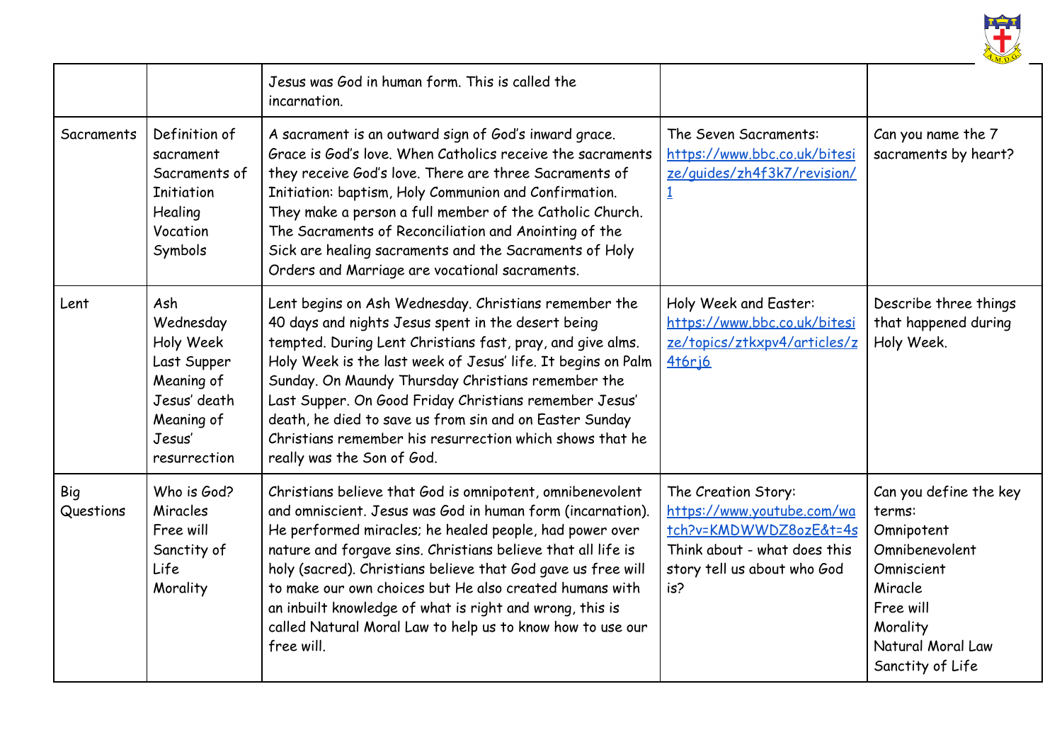| | | | | |
|---|---|---|---|---|
| | | Jesus was God in human form. This is called the incarnation. | | |
| Sacraments | Definition of sacrament<br>Sacraments of Initiation<br>Healing<br>Vocation<br>Symbols | A sacrament is an outward sign of God's inward grace. Grace is God's love. When Catholics receive the sacraments they receive God's love. There are three Sacraments of Initiation: baptism, Holy Communion and Confirmation. They make a person a full member of the Catholic Church. The Sacraments of Reconciliation and Anointing of the Sick are healing sacraments and the Sacraments of Holy Orders and Marriage are vocational sacraments. | The Seven Sacraments: https://www.bbc.co.uk/bitesize/guides/zh4f3k7/revision/1 | Can you name the 7 sacraments by heart? |
| Lent | Ash Wednesday<br>Holy Week<br>Last Supper<br>Meaning of Jesus' death<br>Meaning of Jesus' resurrection | Lent begins on Ash Wednesday. Christians remember the 40 days and nights Jesus spent in the desert being tempted. During Lent Christians fast, pray, and give alms. Holy Week is the last week of Jesus' life. It begins on Palm Sunday. On Maundy Thursday Christians remember the Last Supper. On Good Friday Christians remember Jesus' death, he died to save us from sin and on Easter Sunday Christians remember his resurrection which shows that he really was the Son of God. | Holy Week and Easter: https://www.bbc.co.uk/bitesize/topics/ztkxpv4/articles/z4t6rj6 | Describe three things that happened during Holy Week. |
| Big Questions | Who is God?<br>Miracles<br>Free will<br>Sanctity of Life<br>Morality | Christians believe that God is omnipotent, omnibenevolent and omniscient. Jesus was God in human form (incarnation). He performed miracles; he healed people, had power over nature and forgave sins. Christians believe that all life is holy (sacred). Christians believe that God gave us free will to make our own choices but He also created humans with an inbuilt knowledge of what is right and wrong, this is called Natural Moral Law to help us to know how to use our free will. | The Creation Story: https://www.youtube.com/watch?v=KMDWWDZ8ozE&t=4s<br>Think about - what does this story tell us about who God is? | Can you define the key terms:<br>Omnipotent<br>Omnibenevolent<br>Omniscient<br>Miracle<br>Free will<br>Morality<br>Natural Moral Law<br>Sanctity of Life |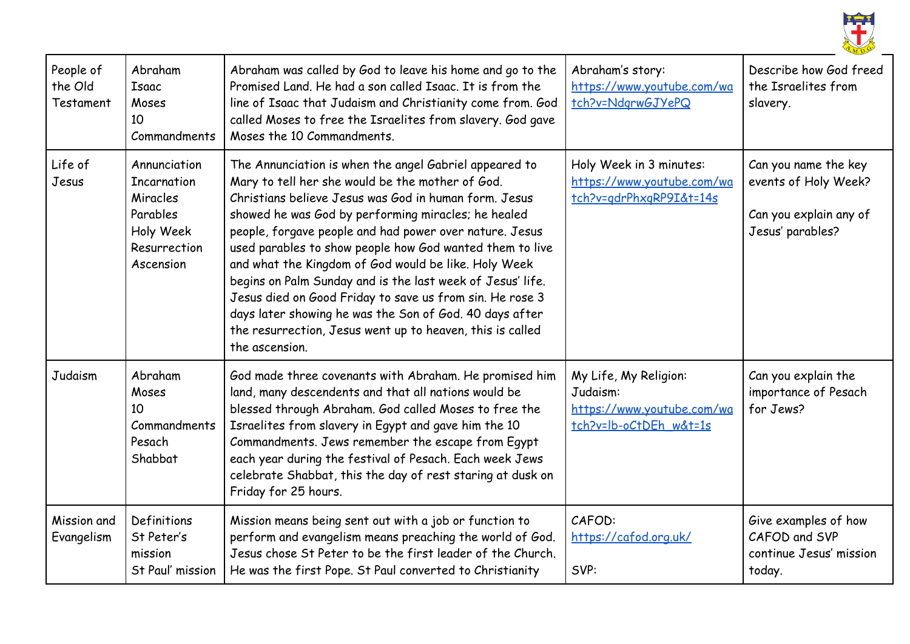| People of the Old Testament | Abraham<br>Isaac<br>Moses<br>10 Commandments | Abraham was called by God to leave his home and go to the Promised Land. He had a son called Isaac. It is from the line of Isaac that Judaism and Christianity come from. God called Moses to free the Israelites from slavery. God gave Moses the 10 Commandments. | Abraham's story:<br>https://www.youtube.com/watch?v=NdqrwGJYePQ | Describe how God freed the Israelites from slavery. |
|---|---|---|---|---|
| Life of Jesus | Annunciation<br>Incarnation<br>Miracles<br>Parables<br>Holy Week<br>Resurrection<br>Ascension | The Annunciation is when the angel Gabriel appeared to Mary to tell her she would be the mother of God. Christians believe Jesus was God in human form. Jesus showed he was God by performing miracles; he healed people, forgave people and had power over nature. Jesus used parables to show people how God wanted them to live and what the Kingdom of God would be like. Holy Week begins on Palm Sunday and is the last week of Jesus' life. Jesus died on Good Friday to save us from sin. He rose 3 days later showing he was the Son of God. 40 days after the resurrection, Jesus went up to heaven, this is called the ascension. | Holy Week in 3 minutes:<br>https://www.youtube.com/watch?v=qdrPhxqRP9I&t=14s | Can you name the key events of Holy Week?<br><br>Can you explain any of Jesus' parables? |
| Judaism | Abraham<br>Moses<br>10 Commandments<br>Pesach<br>Shabbat | God made three covenants with Abraham. He promised him land, many descendents and that all nations would be blessed through Abraham. God called Moses to free the Israelites from slavery in Egypt and gave him the 10 Commandments. Jews remember the escape from Egypt each year during the festival of Pesach. Each week Jews celebrate Shabbat, this the day of rest staring at dusk on Friday for 25 hours. | My Life, My Religion: Judaism:<br>https://www.youtube.com/watch?v=lb-oCtDEh_w&t=1s | Can you explain the importance of Pesach for Jews? |
| Mission and Evangelism | Definitions<br>St Peter's mission<br>St Paul' mission | Mission means being sent out with a job or function to perform and evangelism means preaching the world of God. Jesus chose St Peter to be the first leader of the Church. He was the first Pope. St Paul converted to Christianity | CAFOD:<br>https://cafod.org.uk/<br><br>SVP: | Give examples of how CAFOD and SVP continue Jesus' mission today. |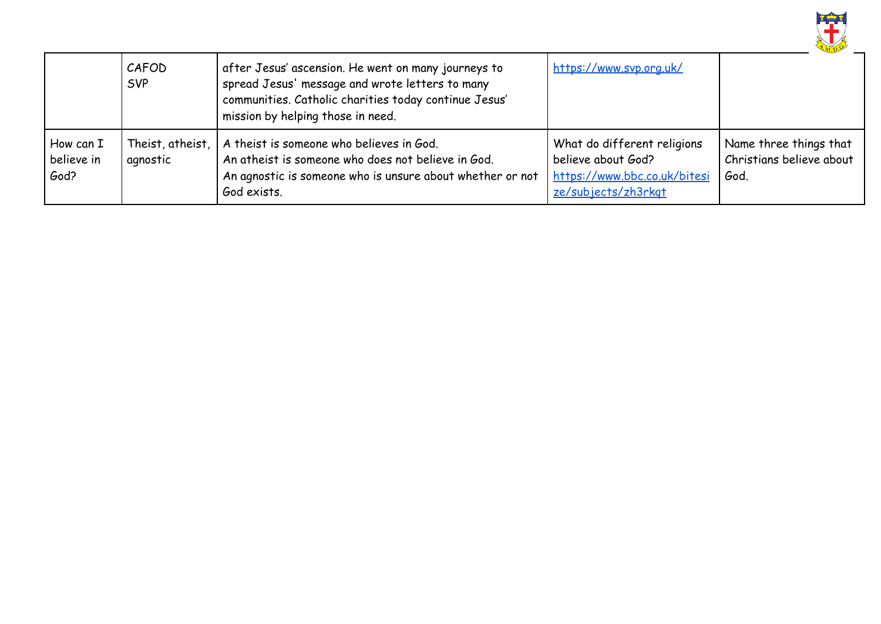| | | | | |
|---|---|---|---|---|
| | CAFOD<br>SVP | after Jesus' ascension. He went on many journeys to spread Jesus' message and wrote letters to many communities. Catholic charities today continue Jesus' mission by helping those in need. | https://www.svp.org.uk/ | |
| How can I believe in God? | Theist, atheist, agnostic | A theist is someone who believes in God.<br>An atheist is someone who does not believe in God.<br>An agnostic is someone who is unsure about whether or not God exists. | What do different religions believe about God?<br>https://www.bbc.co.uk/bitesize/subjects/zh3rkqt | Name three things that Christians believe about God. |